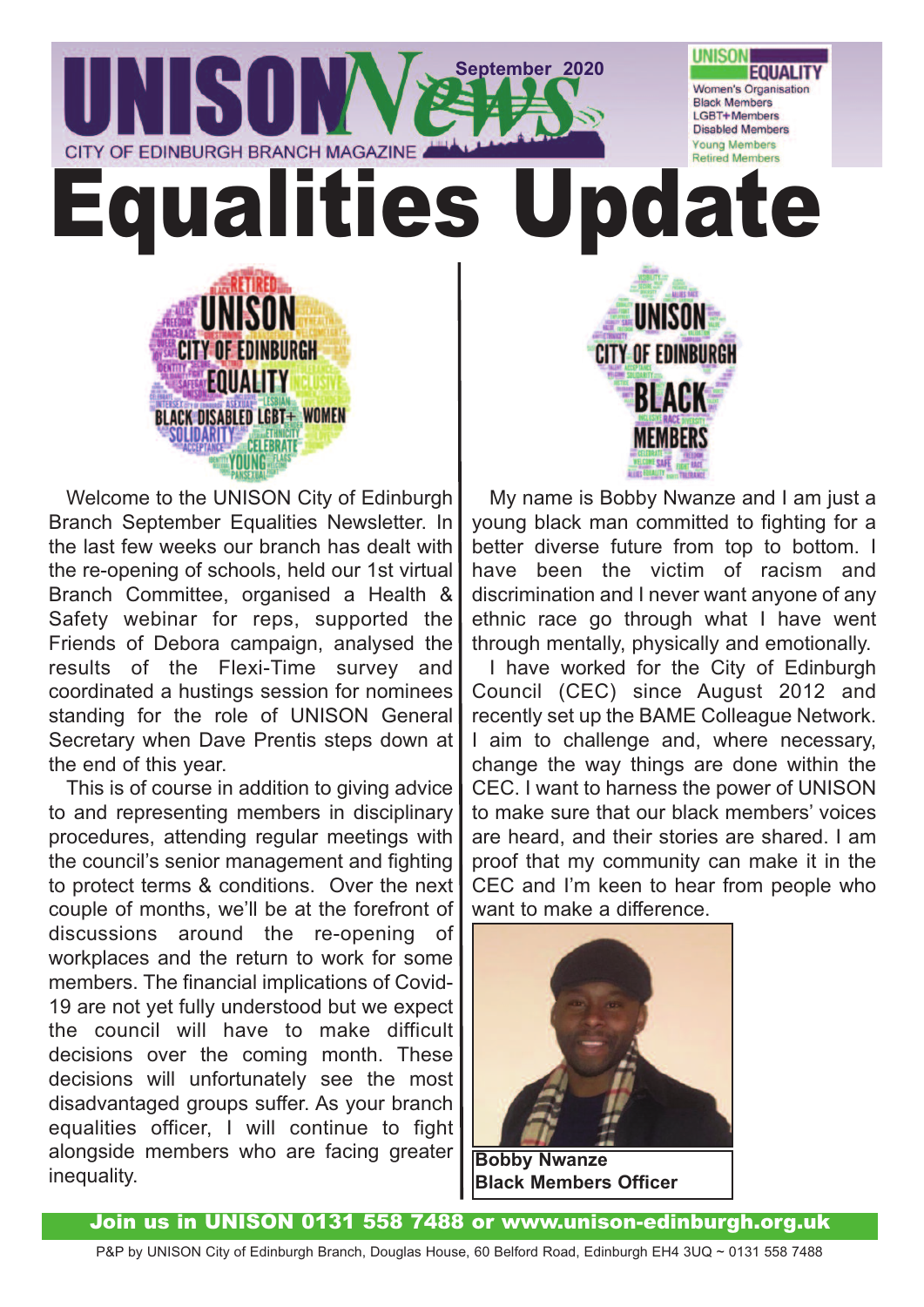UNISON News

September 2020

CITY OF EDINBURGH BRANCH MAGAZINE

UNISON EQUALITY
Women's Organisation
Black Members
LGBT+Members
Disabled Members
Young Members
Retired Members

# Equalities Update

Welcome to the UNISON City of Edinburgh Branch September Equalities Newsletter. In the last few weeks our branch has dealt with the re-opening of schools, held our 1st virtual Branch Committee, organised a Health & Safety webinar for reps, supported the Friends of Debora campaign, analysed the results of the Flexi-Time survey and coordinated a hustings session for nominees standing for the role of UNISON General Secretary when Dave Prentis steps down at the end of this year.

This is of course in addition to giving advice to and representing members in disciplinary procedures, attending regular meetings with the council's senior management and fighting to protect terms & conditions. Over the next couple of months, we'll be at the forefront of discussions around the re-opening of workplaces and the return to work for some members. The financial implications of Covid-19 are not yet fully understood but we expect the council will have to make difficult decisions over the coming month. These decisions will unfortunately see the most disadvantaged groups suffer. As your branch equalities officer, I will continue to fight alongside members who are facing greater inequality.

My name is Bobby Nwanze and I am just a young black man committed to fighting for a better diverse future from top to bottom. I have been the victim of racism and discrimination and I never want anyone of any ethnic race go through what I have went through mentally, physically and emotionally.

I have worked for the City of Edinburgh Council (CEC) since August 2012 and recently set up the BAME Colleague Network. I aim to challenge and, where necessary, change the way things are done within the CEC. I want to harness the power of UNISON to make sure that our black members' voices are heard, and their stories are shared. I am proof that my community can make it in the CEC and I'm keen to hear from people who want to make a difference.

**Bobby Nwanze**
**Black Members Officer**

**Join us in UNISON 0131 558 7488 or www.unison-edinburgh.org.uk**

P&P by UNISON City of Edinburgh Branch, Douglas House, 60 Belford Road, Edinburgh EH4 3UQ ~ 0131 558 7488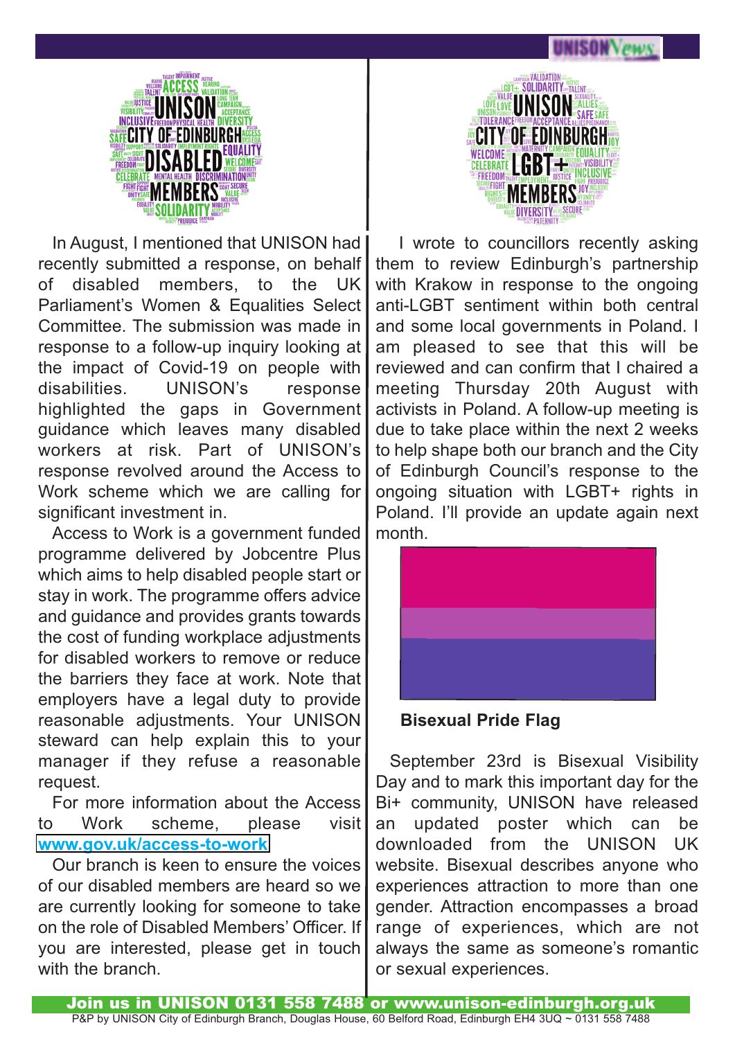In August, I mentioned that UNISON had recently submitted a response, on behalf of disabled members, to the UK Parliament's Women & Equalities Select Committee. The submission was made in response to a follow-up inquiry looking at the impact of Covid-19 on people with disabilities. UNISON's response highlighted the gaps in Government guidance which leaves many disabled workers at risk. Part of UNISON's response revolved around the Access to Work scheme which we are calling for significant investment in.

Access to Work is a government funded programme delivered by Jobcentre Plus which aims to help disabled people start or stay in work. The programme offers advice and guidance and provides grants towards the cost of funding workplace adjustments for disabled workers to remove or reduce the barriers they face at work. Note that employers have a legal duty to provide reasonable adjustments. Your UNISON steward can help explain this to your manager if they refuse a reasonable request.

For more information about the Access to Work scheme, please visit www.gov.uk/access-to-work

Our branch is keen to ensure the voices of our disabled members are heard so we are currently looking for someone to take on the role of Disabled Members' Officer. If you are interested, please get in touch with the branch.

I wrote to councillors recently asking them to review Edinburgh's partnership with Krakow in response to the ongoing anti-LGBT sentiment within both central and some local governments in Poland. I am pleased to see that this will be reviewed and can confirm that I chaired a meeting Thursday 20th August with activists in Poland. A follow-up meeting is due to take place within the next 2 weeks to help shape both our branch and the City of Edinburgh Council's response to the ongoing situation with LGBT+ rights in Poland. I'll provide an update again next month.

**Bisexual Pride Flag**

September 23rd is Bisexual Visibility Day and to mark this important day for the Bi+ community, UNISON have released an updated poster which can be downloaded from the UNISON UK website. Bisexual describes anyone who experiences attraction to more than one gender. Attraction encompasses a broad range of experiences, which are not always the same as someone's romantic or sexual experiences.

**Join us in UNISON 0131 558 7488 or www.unison-edinburgh.org.uk**

P&P by UNISON City of Edinburgh Branch, Douglas House, 60 Belford Road, Edinburgh EH4 3UQ ~ 0131 558 7488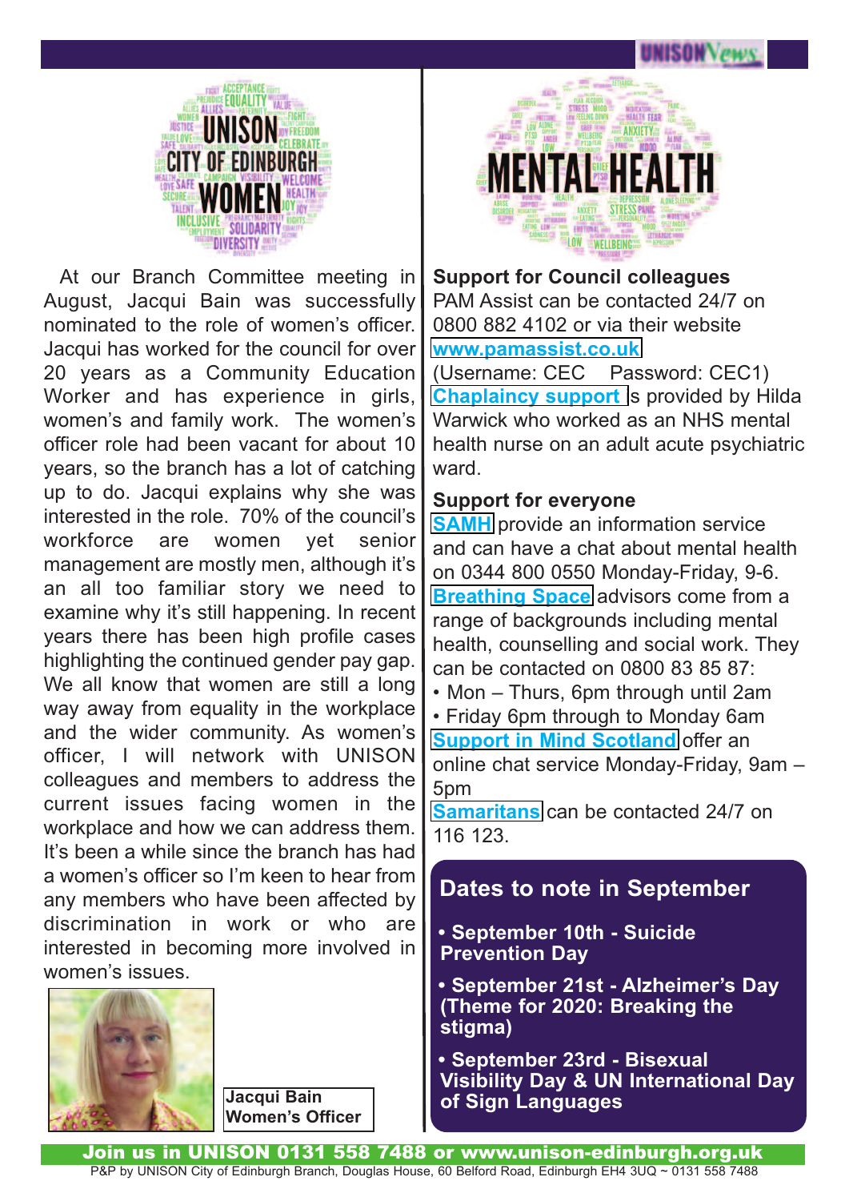At our Branch Committee meeting in August, Jacqui Bain was successfully nominated to the role of women's officer. Jacqui has worked for the council for over 20 years as a Community Education Worker and has experience in girls, women's and family work. The women's officer role had been vacant for about 10 years, so the branch has a lot of catching up to do. Jacqui explains why she was interested in the role. 70% of the council's workforce are women yet senior management are mostly men, although it's an all too familiar story we need to examine why it's still happening. In recent years there has been high profile cases highlighting the continued gender pay gap. We all know that women are still a long way away from equality in the workplace and the wider community. As women's officer, I will network with UNISON colleagues and members to address the current issues facing women in the workplace and how we can address them. It's been a while since the branch has had a women's officer so I'm keen to hear from any members who have been affected by discrimination in work or who are interested in becoming more involved in women's issues.

**Jacqui Bain**
**Women's Officer**

## Support for Council colleagues

PAM Assist can be contacted 24/7 on 0800 882 4102 or via their website **www.pamassist.co.uk**
(Username: CEC Password: CEC1)

**Chaplaincy support** is provided by Hilda Warwick who worked as an NHS mental health nurse on an adult acute psychiatric ward.

## Support for everyone

**SAMH** provide an information service and can have a chat about mental health on 0344 800 0550 Monday-Friday, 9-6.

**Breathing Space** advisors come from a range of backgrounds including mental health, counselling and social work. They can be contacted on 0800 83 85 87:

- Mon – Thurs, 6pm through until 2am
- Friday 6pm through to Monday 6am

**Support in Mind Scotland** offer an online chat service Monday-Friday, 9am – 5pm

**Samaritans** can be contacted 24/7 on 116 123.

## Dates to note in September

- **September 10th - Suicide Prevention Day**
- **September 21st - Alzheimer's Day (Theme for 2020: Breaking the stigma)**
- **September 23rd - Bisexual Visibility Day & UN International Day of Sign Languages**

**Join us in UNISON 0131 558 7488 or www.unison-edinburgh.org.uk**

P&P by UNISON City of Edinburgh Branch, Douglas House, 60 Belford Road, Edinburgh EH4 3UQ ~ 0131 558 7488